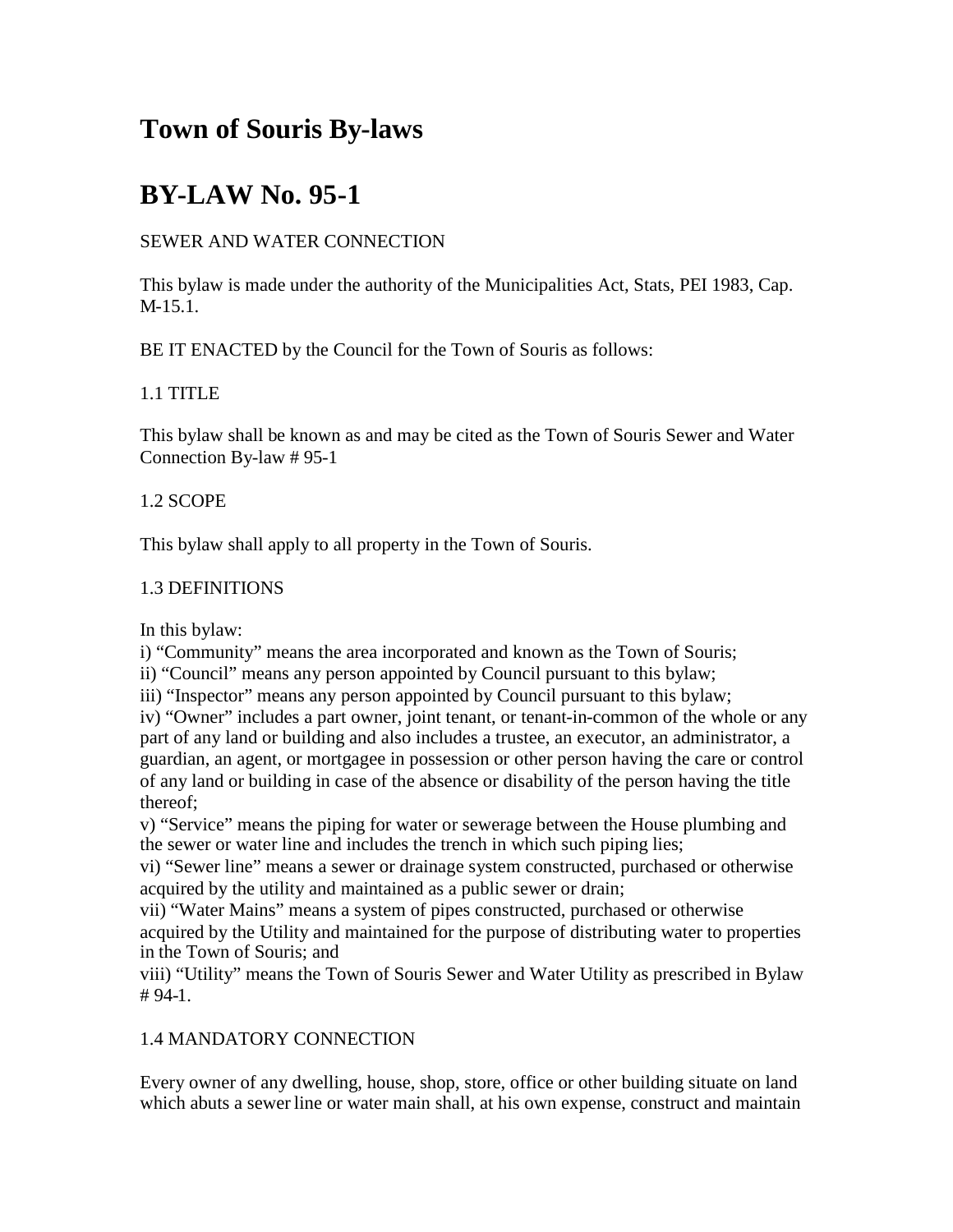# Town of Souris By-laws

# BY-LAW No. 95-1

SEWER AND WATER CONNECTION

This bylaw is made under the authority of the Municipalities Act, Stats, PEI 1983, Cap. M-15.1.

BE IT ENACTED by the Council for the Town of Souris as follows:

1.1 TITLE

This bylaw shall be known as and may be cited as the Town of Souris Sewer and Water Connection By-law # 95-1

1.2 SCOPE

This bylaw shall apply to all property in the Town of Souris.

1.3 DEFINITIONS

In this bylaw:

i) "Community" means the area incorporated and known as the Town of Souris;
ii) "Council" means any person appointed by Council pursuant to this bylaw;
iii) "Inspector" means any person appointed by Council pursuant to this bylaw;
iv) "Owner" includes a part owner, joint tenant, or tenant-in-common of the whole or any part of any land or building and also includes a trustee, an executor, an administrator, a guardian, an agent, or mortgagee in possession or other person having the care or control of any land or building in case of the absence or disability of the person having the title thereof;
v) "Service" means the piping for water or sewerage between the House plumbing and the sewer or water line and includes the trench in which such piping lies;
vi) "Sewer line" means a sewer or drainage system constructed, purchased or otherwise acquired by the utility and maintained as a public sewer or drain;
vii) "Water Mains" means a system of pipes constructed, purchased or otherwise acquired by the Utility and maintained for the purpose of distributing water to properties in the Town of Souris; and
viii) "Utility" means the Town of Souris Sewer and Water Utility as prescribed in Bylaw # 94-1.

1.4 MANDATORY CONNECTION

Every owner of any dwelling, house, shop, store, office or other building situate on land which abuts a sewer line or water main shall, at his own expense, construct and maintain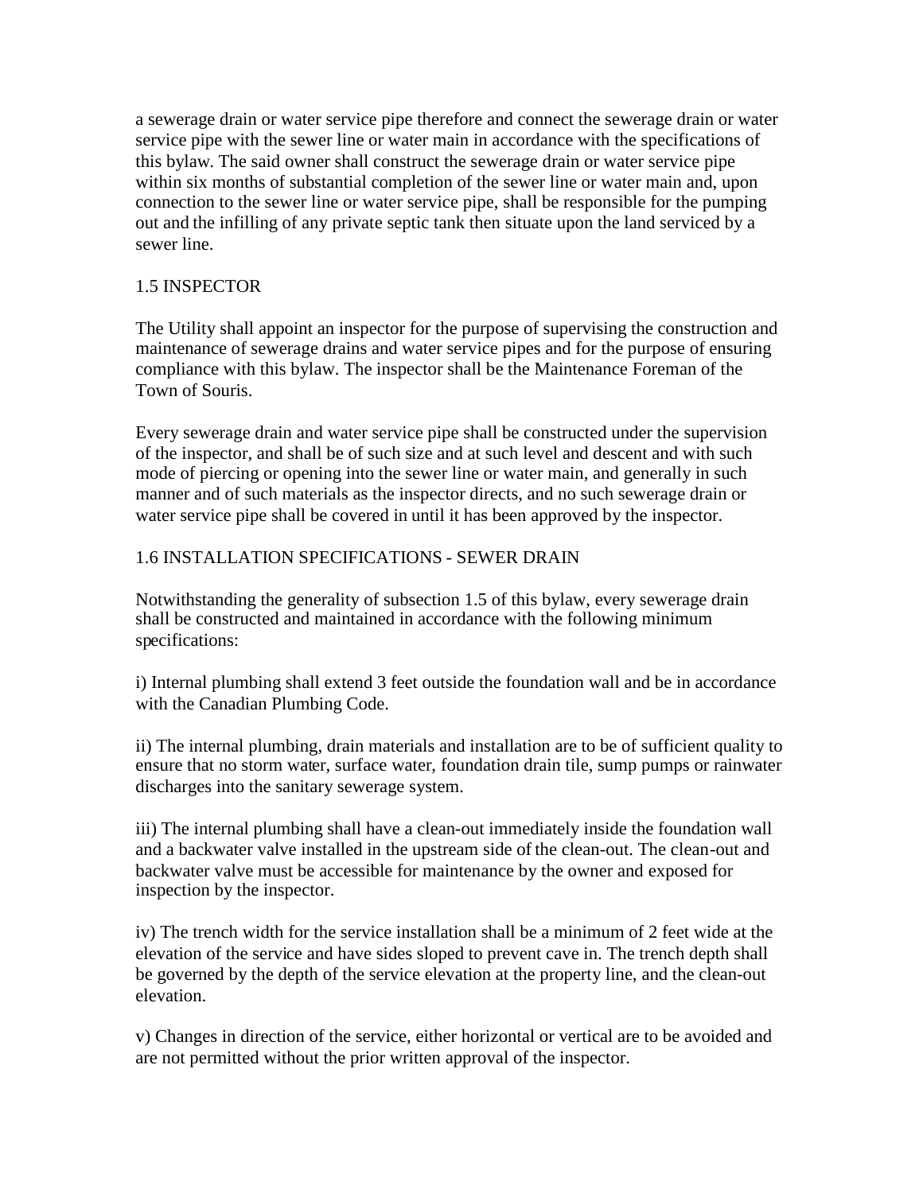a sewerage drain or water service pipe therefore and connect the sewerage drain or water service pipe with the sewer line or water main in accordance with the specifications of this bylaw. The said owner shall construct the sewerage drain or water service pipe within six months of substantial completion of the sewer line or water main and, upon connection to the sewer line or water service pipe, shall be responsible for the pumping out and the infilling of any private septic tank then situate upon the land serviced by a sewer line.

## 1.5 INSPECTOR

The Utility shall appoint an inspector for the purpose of supervising the construction and maintenance of sewerage drains and water service pipes and for the purpose of ensuring compliance with this bylaw. The inspector shall be the Maintenance Foreman of the Town of Souris.

Every sewerage drain and water service pipe shall be constructed under the supervision of the inspector, and shall be of such size and at such level and descent and with such mode of piercing or opening into the sewer line or water main, and generally in such manner and of such materials as the inspector directs, and no such sewerage drain or water service pipe shall be covered in until it has been approved by the inspector.

## 1.6 INSTALLATION SPECIFICATIONS - SEWER DRAIN

Notwithstanding the generality of subsection 1.5 of this bylaw, every sewerage drain shall be constructed and maintained in accordance with the following minimum specifications:

i) Internal plumbing shall extend 3 feet outside the foundation wall and be in accordance with the Canadian Plumbing Code.

ii) The internal plumbing, drain materials and installation are to be of sufficient quality to ensure that no storm water, surface water, foundation drain tile, sump pumps or rainwater discharges into the sanitary sewerage system.

iii) The internal plumbing shall have a clean-out immediately inside the foundation wall and a backwater valve installed in the upstream side of the clean-out. The clean-out and backwater valve must be accessible for maintenance by the owner and exposed for inspection by the inspector.

iv) The trench width for the service installation shall be a minimum of 2 feet wide at the elevation of the service and have sides sloped to prevent cave in. The trench depth shall be governed by the depth of the service elevation at the property line, and the clean-out elevation.

v) Changes in direction of the service, either horizontal or vertical are to be avoided and are not permitted without the prior written approval of the inspector.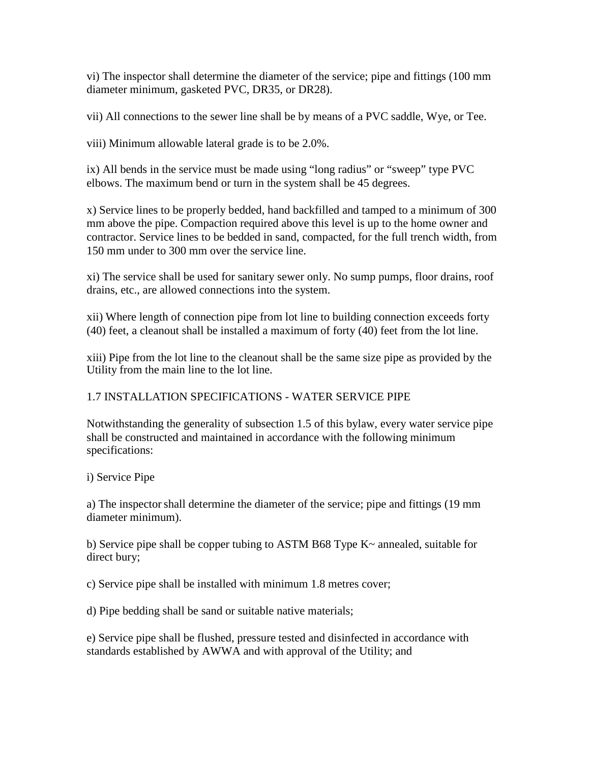vi) The inspector shall determine the diameter of the service; pipe and fittings (100 mm diameter minimum, gasketed PVC, DR35, or DR28).

vii) All connections to the sewer line shall be by means of a PVC saddle, Wye, or Tee.

viii) Minimum allowable lateral grade is to be 2.0%.

ix) All bends in the service must be made using "long radius" or "sweep" type PVC elbows. The maximum bend or turn in the system shall be 45 degrees.

x) Service lines to be properly bedded, hand backfilled and tamped to a minimum of 300 mm above the pipe. Compaction required above this level is up to the home owner and contractor. Service lines to be bedded in sand, compacted, for the full trench width, from 150 mm under to 300 mm over the service line.

xi) The service shall be used for sanitary sewer only. No sump pumps, floor drains, roof drains, etc., are allowed connections into the system.

xii) Where length of connection pipe from lot line to building connection exceeds forty (40) feet, a cleanout shall be installed a maximum of forty (40) feet from the lot line.

xiii) Pipe from the lot line to the cleanout shall be the same size pipe as provided by the Utility from the main line to the lot line.

## 1.7 INSTALLATION SPECIFICATIONS - WATER SERVICE PIPE

Notwithstanding the generality of subsection 1.5 of this bylaw, every water service pipe shall be constructed and maintained in accordance with the following minimum specifications:

i) Service Pipe

a) The inspector shall determine the diameter of the service; pipe and fittings (19 mm diameter minimum).

b) Service pipe shall be copper tubing to ASTM B68 Type K~ annealed, suitable for direct bury;

c) Service pipe shall be installed with minimum 1.8 metres cover;

d) Pipe bedding shall be sand or suitable native materials;

e) Service pipe shall be flushed, pressure tested and disinfected in accordance with standards established by AWWA and with approval of the Utility; and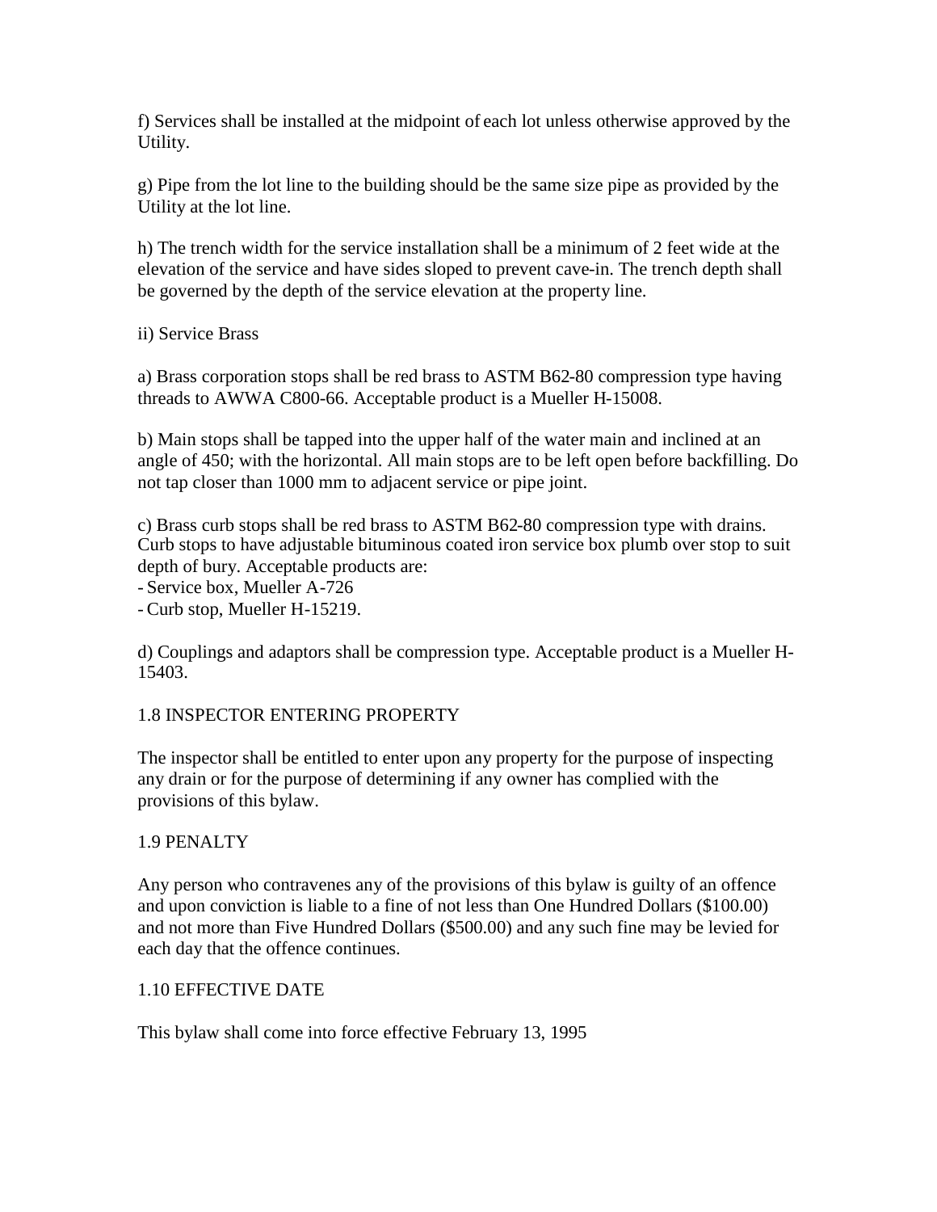f) Services shall be installed at the midpoint of each lot unless otherwise approved by the Utility.

g) Pipe from the lot line to the building should be the same size pipe as provided by the Utility at the lot line.

h) The trench width for the service installation shall be a minimum of 2 feet wide at the elevation of the service and have sides sloped to prevent cave-in. The trench depth shall be governed by the depth of the service elevation at the property line.

ii) Service Brass

a) Brass corporation stops shall be red brass to ASTM B62-80 compression type having threads to AWWA C800-66. Acceptable product is a Mueller H-15008.

b) Main stops shall be tapped into the upper half of the water main and inclined at an angle of 450; with the horizontal. All main stops are to be left open before backfilling. Do not tap closer than 1000 mm to adjacent service or pipe joint.

c) Brass curb stops shall be red brass to ASTM B62-80 compression type with drains. Curb stops to have adjustable bituminous coated iron service box plumb over stop to suit depth of bury. Acceptable products are:

- Service box, Mueller A-726
- Curb stop, Mueller H-15219.

d) Couplings and adaptors shall be compression type. Acceptable product is a Mueller H-15403.

## 1.8 INSPECTOR ENTERING PROPERTY

The inspector shall be entitled to enter upon any property for the purpose of inspecting any drain or for the purpose of determining if any owner has complied with the provisions of this bylaw.

## 1.9 PENALTY

Any person who contravenes any of the provisions of this bylaw is guilty of an offence and upon conviction is liable to a fine of not less than One Hundred Dollars ($100.00) and not more than Five Hundred Dollars ($500.00) and any such fine may be levied for each day that the offence continues.

## 1.10 EFFECTIVE DATE

This bylaw shall come into force effective February 13, 1995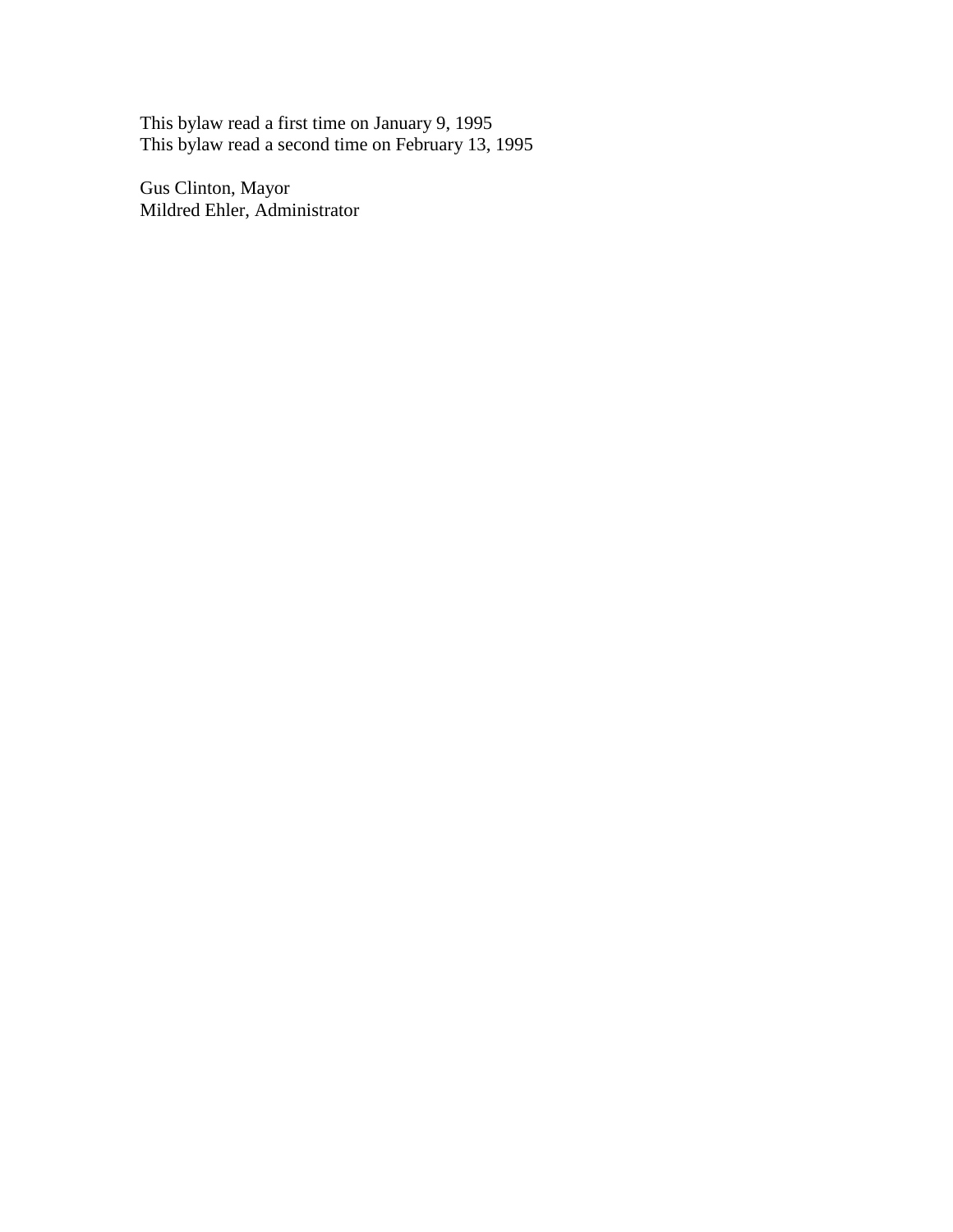This bylaw read a first time on January 9, 1995
This bylaw read a second time on February 13, 1995

Gus Clinton, Mayor
Mildred Ehler, Administrator